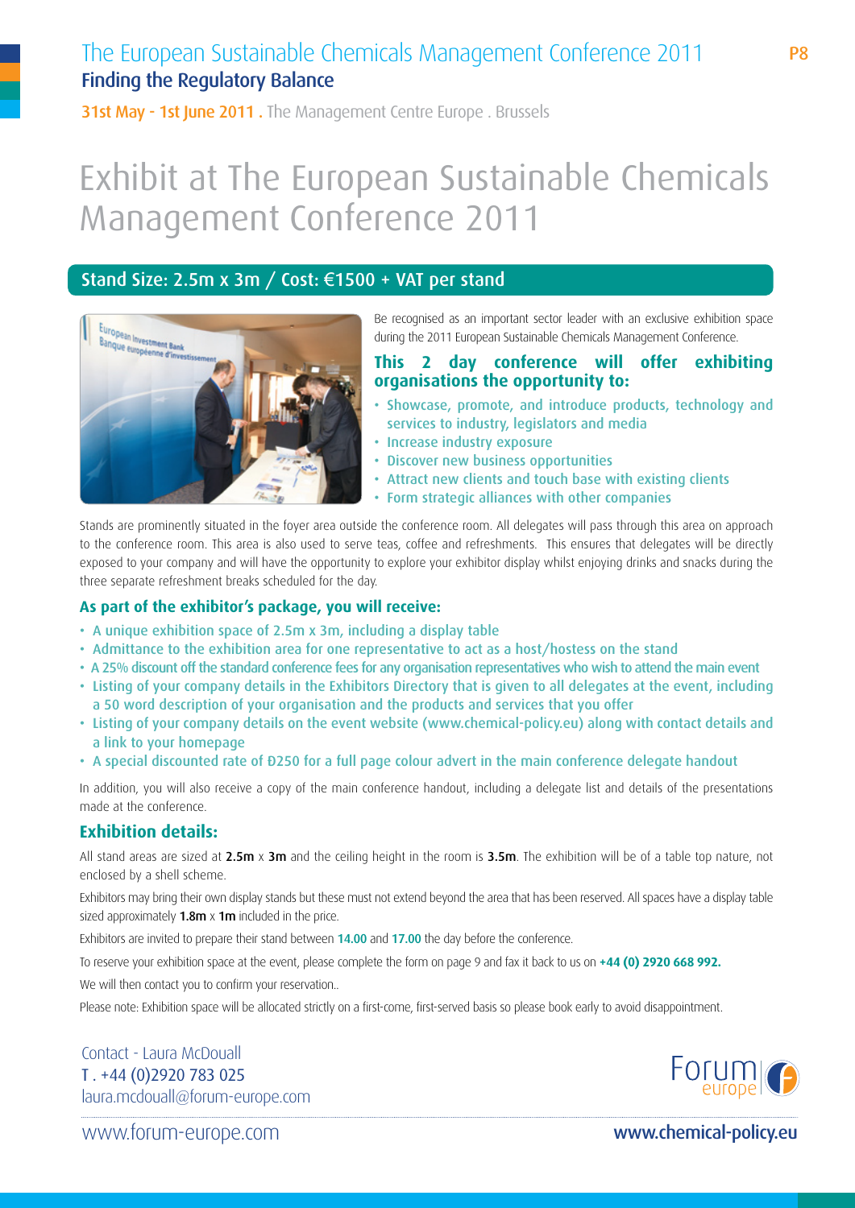# The European Sustainable Chemicals Management Conference 2011

## Finding the Regulatory Balance

**31st May - 1st June 2011 .** The Management Centre Europe . Brussels

# Exhibit at The European Sustainable Chemicals Management Conference 2011

## Stand Size: 2.5m x 3m / Cost: €1500 + VAT per stand

Be recognised as an important sector leader with an exclusive exhibition space during the 2011 European Sustainable Chemicals Management Conference.

### This 2 day conference will offer exhibiting organisations the opportunity to:

- Showcase, promote, and introduce products, technology and services to industry, legislators and media
- Increase industry exposure
- Discover new business opportunities
- Attract new clients and touch base with existing clients
- Form strategic alliances with other companies

Stands are prominently situated in the foyer area outside the conference room. All delegates will pass through this area on approach to the conference room. This area is also used to serve teas, coffee and refreshments. This ensures that delegates will be directly exposed to your company and will have the opportunity to explore your exhibitor display whilst enjoying drinks and snacks during the three separate refreshment breaks scheduled for the day.

### As part of the exhibitor's package, you will receive:

- A unique exhibition space of 2.5m x 3m, including a display table
- Admittance to the exhibition area for one representative to act as a host/hostess on the stand
- A 25% discount off the standard conference fees for any organisation representatives who wish to attend the main event
- Listing of your company details in the Exhibitors Directory that is given to all delegates at the event, including a 50 word description of your organisation and the products and services that you offer
- Listing of your company details on the event website (www.chemical-policy.eu) along with contact details and a link to your homepage
- A special discounted rate of Ð250 for a full page colour advert in the main conference delegate handout

In addition, you will also receive a copy of the main conference handout, including a delegate list and details of the presentations made at the conference.

### Exhibition details:

All stand areas are sized at **2.5m** x **3m** and the ceiling height in the room is **3.5m**. The exhibition will be of a table top nature, not enclosed by a shell scheme.

Exhibitors may bring their own display stands but these must not extend beyond the area that has been reserved. All spaces have a display table sized approximately **1.8m** x **1m** included in the price.

Exhibitors are invited to prepare their stand between **14.00** and **17.00** the day before the conference.

To reserve your exhibition space at the event, please complete the form on page 9 and fax it back to us on **+44 (0) 2920 668 992.**

We will then contact you to confirm your reservation..

Please note: Exhibition space will be allocated strictly on a first-come, first-served basis so please book early to avoid disappointment.

Contact - Laura McDouall
T . +44 (0)2920 783 025
laura.mcdouall@forum-europe.com

www.forum-europe.com

www.chemical-policy.eu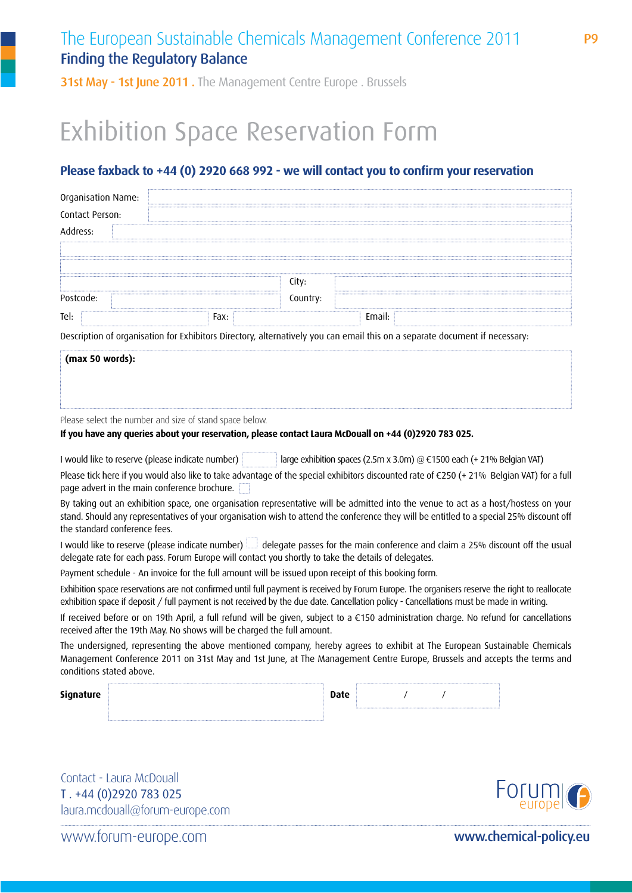# The European Sustainable Chemicals Management Conference 2011

## Finding the Regulatory Balance

**31st May - 1st June 2011 .** The Management Centre Europe . Brussels

# Exhibition Space Reservation Form

### Please faxback to +44 (0) 2920 668 992 - we will contact you to confirm your reservation

Organisation Name:

Contact Person:

Address:

City:

Postcode:

Country:

Tel:

Fax:

Email:

Description of organisation for Exhibitors Directory, alternatively you can email this on a separate document if necessary:

**(max 50 words):**

Please select the number and size of stand space below.

**If you have any queries about your reservation, please contact Laura McDouall on +44 (0)2920 783 025.**

I would like to reserve (please indicate number) ☐ large exhibition spaces (2.5m x 3.0m) @ €1500 each (+ 21% Belgian VAT)

Please tick here if you would also like to take advantage of the special exhibitors discounted rate of €250 (+ 21% Belgian VAT) for a full page advert in the main conference brochure. ☐

By taking out an exhibition space, one organisation representative will be admitted into the venue to act as a host/hostess on your stand. Should any representatives of your organisation wish to attend the conference they will be entitled to a special 25% discount off the standard conference fees.

I would like to reserve (please indicate number) ☐ delegate passes for the main conference and claim a 25% discount off the usual delegate rate for each pass. Forum Europe will contact you shortly to take the details of delegates.

Payment schedule - An invoice for the full amount will be issued upon receipt of this booking form.

Exhibition space reservations are not confirmed until full payment is received by Forum Europe. The organisers reserve the right to reallocate exhibition space if deposit / full payment is not received by the due date. Cancellation policy - Cancellations must be made in writing.

If received before or on 19th April, a full refund will be given, subject to a €150 administration charge. No refund for cancellations received after the 19th May. No shows will be charged the full amount.

The undersigned, representing the above mentioned company, hereby agrees to exhibit at The European Sustainable Chemicals Management Conference 2011 on 31st May and 1st June, at The Management Centre Europe, Brussels and accepts the terms and conditions stated above.

**Signature**

**Date** / /

Contact - Laura McDouall
T . +44 (0)2920 783 025
laura.mcdouall@forum-europe.com

Forum europe

www.forum-europe.com

**www.chemical-policy.eu**